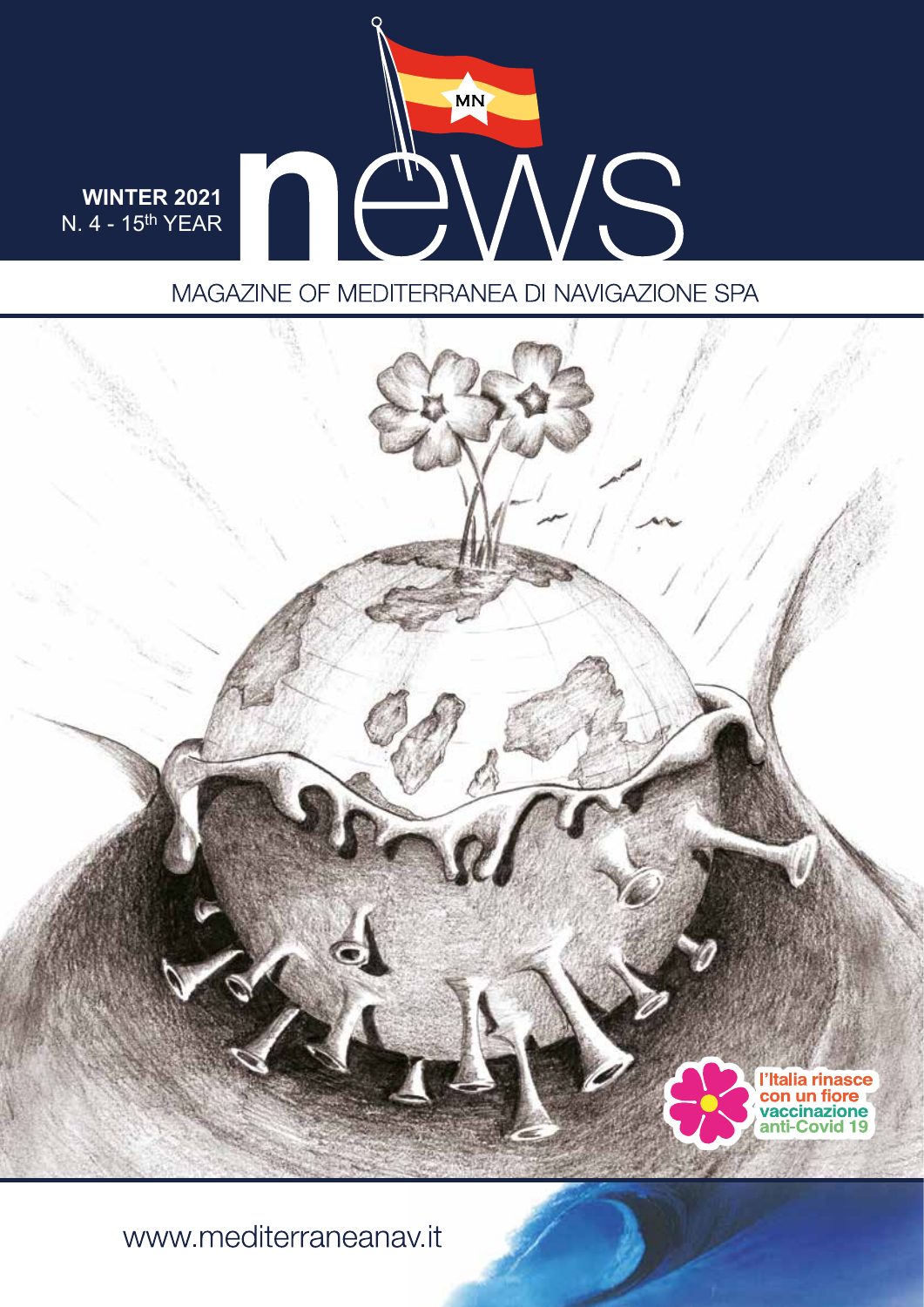WINTER 2021
N. 4 - 15th YEAR

# news

MAGAZINE OF MEDITERRANEA DI NAVIGAZIONE SPA

l'Italia rinasce con un fiore vaccinazione anti-Covid 19

www.mediterraneanav.it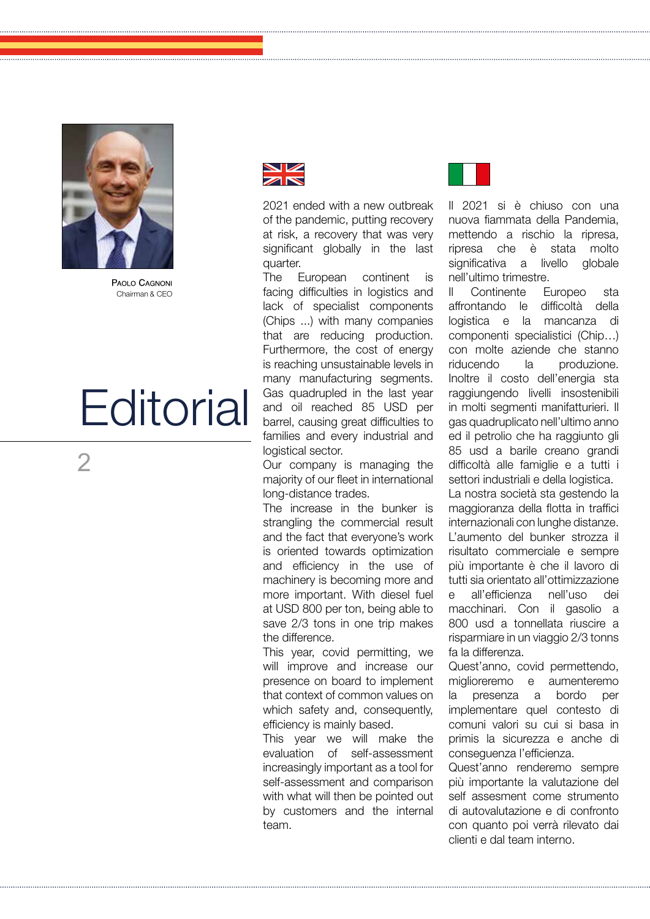# Editorial

**Paolo Cagnoni**
Chairman & CEO

2021 ended with a new outbreak of the pandemic, putting recovery at risk, a recovery that was very significant globally in the last quarter.
The European continent is facing difficulties in logistics and lack of specialist components (Chips ...) with many companies that are reducing production. Furthermore, the cost of energy is reaching unsustainable levels in many manufacturing segments. Gas quadrupled in the last year and oil reached 85 USD per barrel, causing great difficulties to families and every industrial and logistical sector.
Our company is managing the majority of our fleet in international long-distance trades.
The increase in the bunker is strangling the commercial result and the fact that everyone's work is oriented towards optimization and efficiency in the use of machinery is becoming more and more important. With diesel fuel at USD 800 per ton, being able to save 2/3 tons in one trip makes the difference.
This year, covid permitting, we will improve and increase our presence on board to implement that context of common values on which safety and, consequently, efficiency is mainly based.
This year we will make the evaluation of self-assessment increasingly important as a tool for self-assessment and comparison with what will then be pointed out by customers and the internal team.

Il 2021 si è chiuso con una nuova fiammata della Pandemia, mettendo a rischio la ripresa, ripresa che è stata molto significativa a livello globale nell'ultimo trimestre.
Il Continente Europeo sta affrontando le difficoltà della logistica e la mancanza di componenti specialistici (Chip…) con molte aziende che stanno riducendo la produzione. Inoltre il costo dell'energia sta raggiungendo livelli insostenibili in molti segmenti manifatturieri. Il gas quadruplicato nell'ultimo anno ed il petrolio che ha raggiunto gli 85 usd a barile creano grandi difficoltà alle famiglie e a tutti i settori industriali e della logistica.
La nostra società sta gestendo la maggioranza della flotta in traffici internazionali con lunghe distanze.
L'aumento del bunker strozza il risultato commerciale e sempre più importante è che il lavoro di tutti sia orientato all'ottimizzazione e all'efficienza nell'uso dei macchinari. Con il gasolio a 800 usd a tonnellata riuscire a risparmiare in un viaggio 2/3 tonns fa la differenza.
Quest'anno, covid permettendo, miglioreremo e aumenteremo la presenza a bordo per implementare quel contesto di comuni valori su cui si basa in primis la sicurezza e anche di conseguenza l'efficienza.
Quest'anno renderemo sempre più importante la valutazione del self assesment come strumento di autovalutazione e di confronto con quanto poi verrà rilevato dai clienti e dal team interno.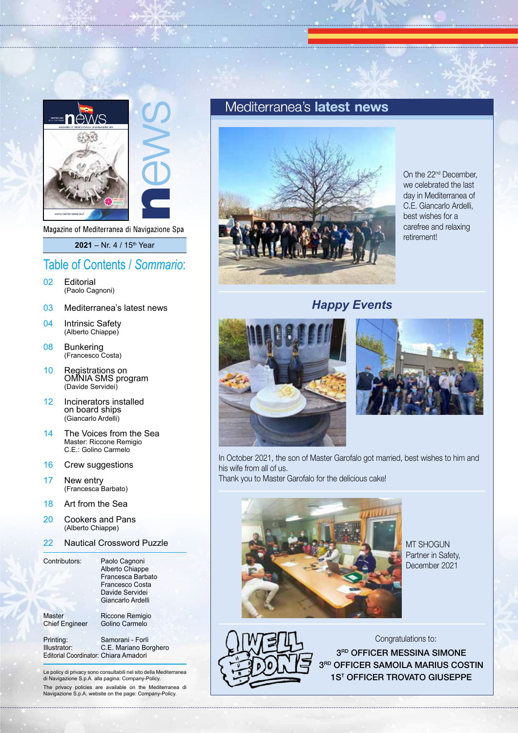news

Magazine of Mediterranea di Navigazione Spa

**2021** – Nr. 4 / 15th Year

## Table of Contents / *Sommario*:

02 Editorial
(Paolo Cagnoni)

03 Mediterranea's latest news

04 Intrinsic Safety
(Alberto Chiappe)

08 Bunkering
(Francesco Costa)

10 Registrations on OMNIA SMS program
(Davide Servidei)

12 Incinerators installed on board ships
(Giancarlo Ardelli)

14 The Voices from the Sea
Master: Riccone Remigio
C.E.: Golino Carmelo

16 Crew suggestions

17 New entry
(Francesca Barbato)

18 Art from the Sea

20 Cookers and Pans
(Alberto Chiappe)

22 Nautical Crossword Puzzle

Contributors: Paolo Cagnoni, Alberto Chiappe, Francesca Barbato, Francesco Costa, Davide Servidei, Giancarlo Ardelli

Master: Riccone Remigio
Chief Engineer: Golino Carmelo

Printing: Samorani - Forlì
Illustrator: C.E. Mariano Borghero
Editorial Coordinator: Chiara Amadori

Le policy di privacy sono consultabili nel sito della Mediterranea di Navigazione S.p.A. alla pagina: Company-Policy.

The privacy policies are available on the Mediterranea di Navigazione S.p.A. website on the page: Company-Policy.

# Mediterranea's **latest news**

On the 22nd December, we celebrated the last day in Mediterranea of C.E. Giancarlo Ardelli, best wishes for a carefree and relaxing retirement!

## *Happy Events*

In October 2021, the son of Master Garofalo got married, best wishes to him and his wife from all of us.
Thank you to Master Garofalo for the delicious cake!

MT SHOGUN
Partner in Safety,
December 2021

WELL DONE

Congratulations to:

**3RD OFFICER MESSINA SIMONE**
**3RD OFFICER SAMOILA MARIUS COSTIN**
**1ST OFFICER TROVATO GIUSEPPE**